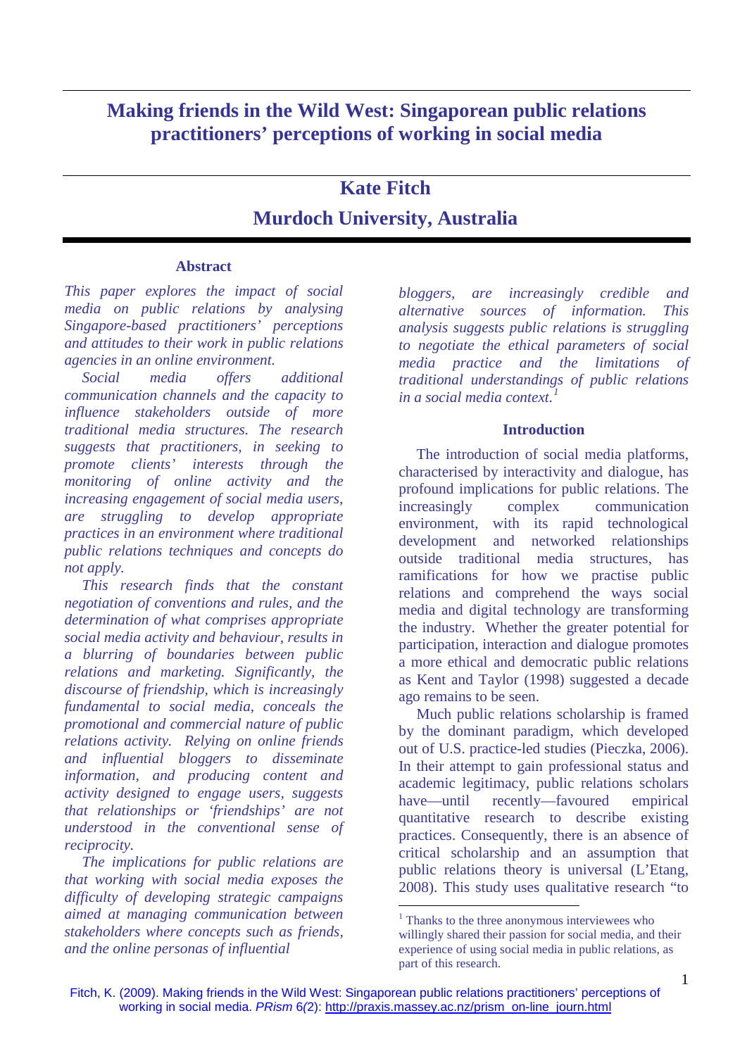# Making friends in the Wild West: Singaporean public relations practitioners' perceptions of working in social media

## Kate Fitch

## Murdoch University, Australia

### Abstract

*This paper explores the impact of social media on public relations by analysing Singapore-based practitioners' perceptions and attitudes to their work in public relations agencies in an online environment.*

*Social media offers additional communication channels and the capacity to influence stakeholders outside of more traditional media structures. The research suggests that practitioners, in seeking to promote clients' interests through the monitoring of online activity and the increasing engagement of social media users, are struggling to develop appropriate practices in an environment where traditional public relations techniques and concepts do not apply.*

*This research finds that the constant negotiation of conventions and rules, and the determination of what comprises appropriate social media activity and behaviour, results in a blurring of boundaries between public relations and marketing. Significantly, the discourse of friendship, which is increasingly fundamental to social media, conceals the promotional and commercial nature of public relations activity. Relying on online friends and influential bloggers to disseminate information, and producing content and activity designed to engage users, suggests that relationships or 'friendships' are not understood in the conventional sense of reciprocity.*

*The implications for public relations are that working with social media exposes the difficulty of developing strategic campaigns aimed at managing communication between stakeholders where concepts such as friends, and the online personas of influential bloggers, are increasingly credible and alternative sources of information. This analysis suggests public relations is struggling to negotiate the ethical parameters of social media practice and the limitations of traditional understandings of public relations in a social media context.*[1]

### Introduction

The introduction of social media platforms, characterised by interactivity and dialogue, has profound implications for public relations. The increasingly complex communication environment, with its rapid technological development and networked relationships outside traditional media structures, has ramifications for how we practise public relations and comprehend the ways social media and digital technology are transforming the industry. Whether the greater potential for participation, interaction and dialogue promotes a more ethical and democratic public relations as Kent and Taylor (1998) suggested a decade ago remains to be seen.

Much public relations scholarship is framed by the dominant paradigm, which developed out of U.S. practice-led studies (Pieczka, 2006). In their attempt to gain professional status and academic legitimacy, public relations scholars have—until recently—favoured empirical quantitative research to describe existing practices. Consequently, there is an absence of critical scholarship and an assumption that public relations theory is universal (L'Etang, 2008). This study uses qualitative research "to

[1] Thanks to the three anonymous interviewees who willingly shared their passion for social media, and their experience of using social media in public relations, as part of this research.

Fitch, K. (2009). Making friends in the Wild West: Singaporean public relations practitioners' perceptions of working in social media. *PRism* 6(2): http://praxis.massey.ac.nz/prism_on-line_journ.html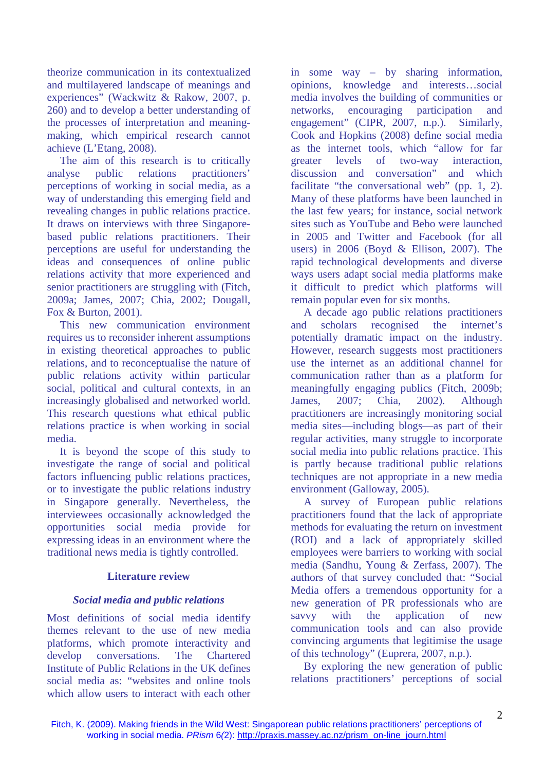theorize communication in its contextualized and multilayered landscape of meanings and experiences" (Wackwitz & Rakow, 2007, p. 260) and to develop a better understanding of the processes of interpretation and meaning-making, which empirical research cannot achieve (L'Etang, 2008).

The aim of this research is to critically analyse public relations practitioners' perceptions of working in social media, as a way of understanding this emerging field and revealing changes in public relations practice. It draws on interviews with three Singapore-based public relations practitioners. Their perceptions are useful for understanding the ideas and consequences of online public relations activity that more experienced and senior practitioners are struggling with (Fitch, 2009a; James, 2007; Chia, 2002; Dougall, Fox & Burton, 2001).

This new communication environment requires us to reconsider inherent assumptions in existing theoretical approaches to public relations, and to reconceptualise the nature of public relations activity within particular social, political and cultural contexts, in an increasingly globalised and networked world. This research questions what ethical public relations practice is when working in social media.

It is beyond the scope of this study to investigate the range of social and political factors influencing public relations practices, or to investigate the public relations industry in Singapore generally. Nevertheless, the interviewees occasionally acknowledged the opportunities social media provide for expressing ideas in an environment where the traditional news media is tightly controlled.

## Literature review

### *Social media and public relations*

Most definitions of social media identify themes relevant to the use of new media platforms, which promote interactivity and develop conversations. The Chartered Institute of Public Relations in the UK defines social media as: "websites and online tools which allow users to interact with each other in some way – by sharing information, opinions, knowledge and interests…social media involves the building of communities or networks, encouraging participation and engagement" (CIPR, 2007, n.p.). Similarly, Cook and Hopkins (2008) define social media as the internet tools, which "allow for far greater levels of two-way interaction, discussion and conversation" and which facilitate "the conversational web" (pp. 1, 2). Many of these platforms have been launched in the last few years; for instance, social network sites such as YouTube and Bebo were launched in 2005 and Twitter and Facebook (for all users) in 2006 (Boyd & Ellison, 2007). The rapid technological developments and diverse ways users adapt social media platforms make it difficult to predict which platforms will remain popular even for six months.

A decade ago public relations practitioners and scholars recognised the internet's potentially dramatic impact on the industry. However, research suggests most practitioners use the internet as an additional channel for communication rather than as a platform for meaningfully engaging publics (Fitch, 2009b; James, 2007; Chia, 2002). Although practitioners are increasingly monitoring social media sites—including blogs—as part of their regular activities, many struggle to incorporate social media into public relations practice. This is partly because traditional public relations techniques are not appropriate in a new media environment (Galloway, 2005).

A survey of European public relations practitioners found that the lack of appropriate methods for evaluating the return on investment (ROI) and a lack of appropriately skilled employees were barriers to working with social media (Sandhu, Young & Zerfass, 2007). The authors of that survey concluded that: "Social Media offers a tremendous opportunity for a new generation of PR professionals who are savvy with the application of new communication tools and can also provide convincing arguments that legitimise the usage of this technology" (Euprera, 2007, n.p.).

By exploring the new generation of public relations practitioners' perceptions of social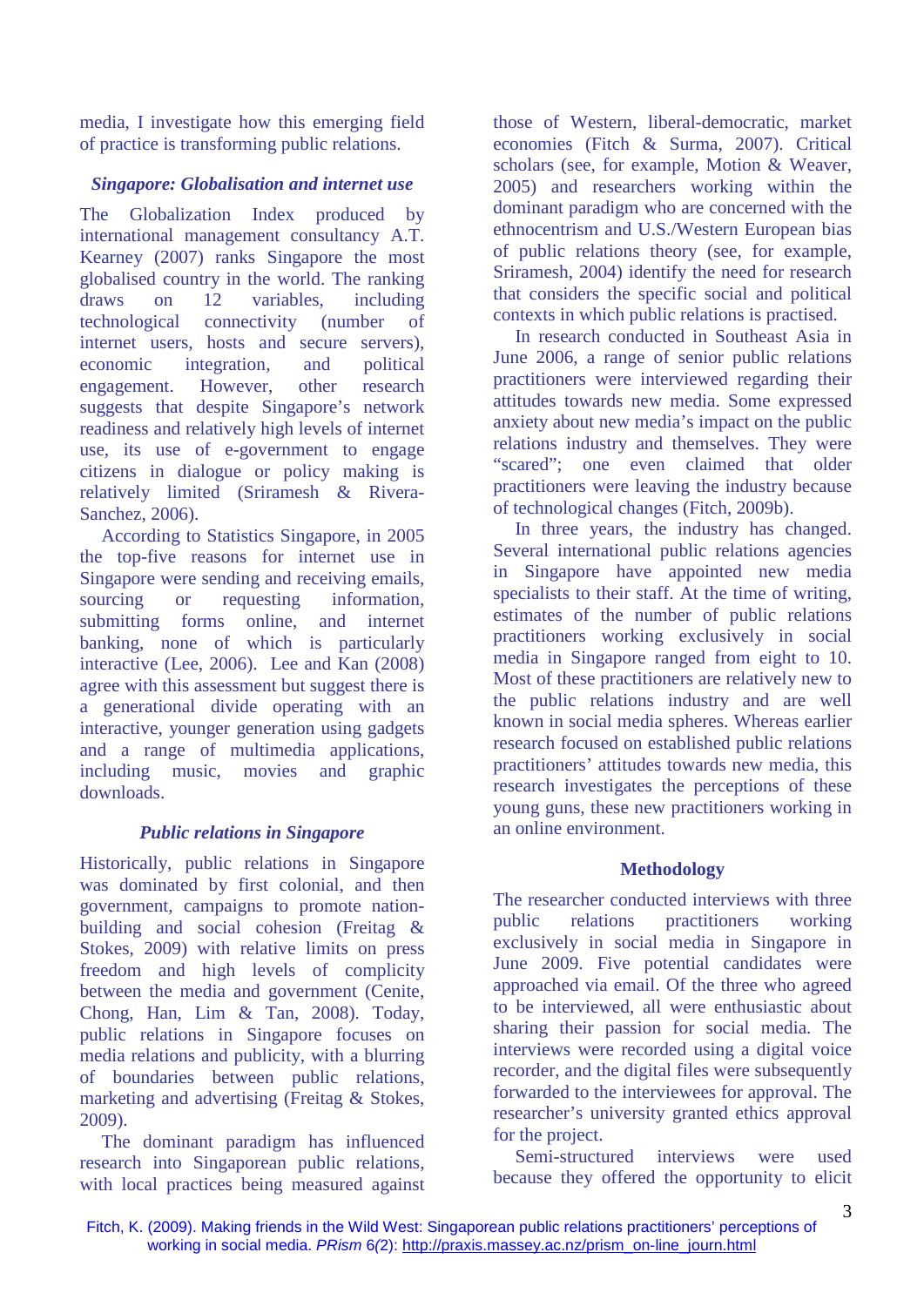media, I investigate how this emerging field of practice is transforming public relations.

### *Singapore: Globalisation and internet use*

The Globalization Index produced by international management consultancy A.T. Kearney (2007) ranks Singapore the most globalised country in the world. The ranking draws on 12 variables, including technological connectivity (number of internet users, hosts and secure servers), economic integration, and political engagement. However, other research suggests that despite Singapore's network readiness and relatively high levels of internet use, its use of e-government to engage citizens in dialogue or policy making is relatively limited (Sriramesh & Rivera-Sanchez, 2006).

According to Statistics Singapore, in 2005 the top-five reasons for internet use in Singapore were sending and receiving emails, sourcing or requesting information, submitting forms online, and internet banking, none of which is particularly interactive (Lee, 2006). Lee and Kan (2008) agree with this assessment but suggest there is a generational divide operating with an interactive, younger generation using gadgets and a range of multimedia applications, including music, movies and graphic downloads.

### *Public relations in Singapore*

Historically, public relations in Singapore was dominated by first colonial, and then government, campaigns to promote nation-building and social cohesion (Freitag & Stokes, 2009) with relative limits on press freedom and high levels of complicity between the media and government (Cenite, Chong, Han, Lim & Tan, 2008). Today, public relations in Singapore focuses on media relations and publicity, with a blurring of boundaries between public relations, marketing and advertising (Freitag & Stokes, 2009).

The dominant paradigm has influenced research into Singaporean public relations, with local practices being measured against those of Western, liberal-democratic, market economies (Fitch & Surma, 2007). Critical scholars (see, for example, Motion & Weaver, 2005) and researchers working within the dominant paradigm who are concerned with the ethnocentrism and U.S./Western European bias of public relations theory (see, for example, Sriramesh, 2004) identify the need for research that considers the specific social and political contexts in which public relations is practised.

In research conducted in Southeast Asia in June 2006, a range of senior public relations practitioners were interviewed regarding their attitudes towards new media. Some expressed anxiety about new media's impact on the public relations industry and themselves. They were "scared"; one even claimed that older practitioners were leaving the industry because of technological changes (Fitch, 2009b).

In three years, the industry has changed. Several international public relations agencies in Singapore have appointed new media specialists to their staff. At the time of writing, estimates of the number of public relations practitioners working exclusively in social media in Singapore ranged from eight to 10. Most of these practitioners are relatively new to the public relations industry and are well known in social media spheres. Whereas earlier research focused on established public relations practitioners' attitudes towards new media, this research investigates the perceptions of these young guns, these new practitioners working in an online environment.

### **Methodology**

The researcher conducted interviews with three public relations practitioners working exclusively in social media in Singapore in June 2009. Five potential candidates were approached via email. Of the three who agreed to be interviewed, all were enthusiastic about sharing their passion for social media. The interviews were recorded using a digital voice recorder, and the digital files were subsequently forwarded to the interviewees for approval. The researcher's university granted ethics approval for the project.

Semi-structured interviews were used because they offered the opportunity to elicit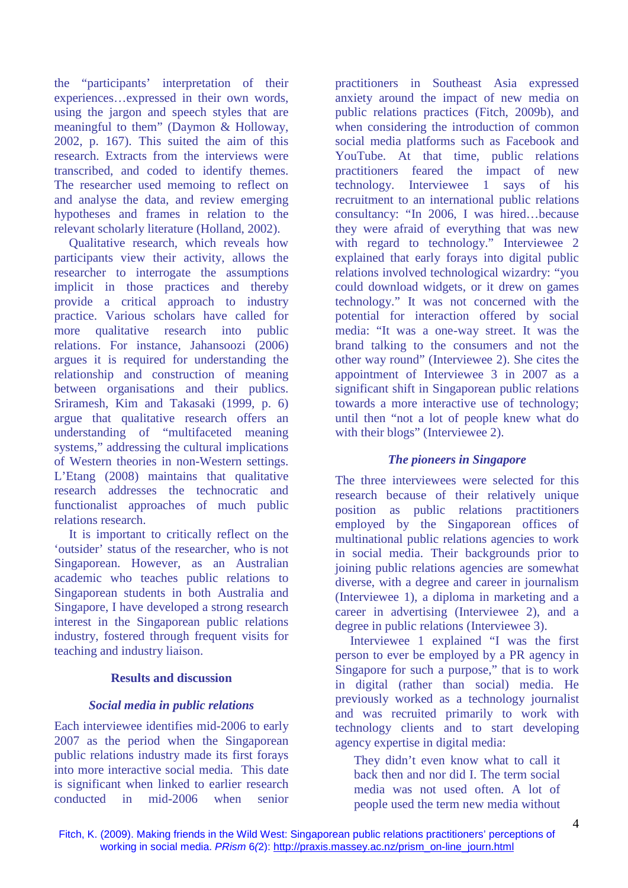the "participants' interpretation of their experiences…expressed in their own words, using the jargon and speech styles that are meaningful to them" (Daymon & Holloway, 2002, p. 167). This suited the aim of this research. Extracts from the interviews were transcribed, and coded to identify themes. The researcher used memoing to reflect on and analyse the data, and review emerging hypotheses and frames in relation to the relevant scholarly literature (Holland, 2002).

Qualitative research, which reveals how participants view their activity, allows the researcher to interrogate the assumptions implicit in those practices and thereby provide a critical approach to industry practice. Various scholars have called for more qualitative research into public relations. For instance, Jahansoozi (2006) argues it is required for understanding the relationship and construction of meaning between organisations and their publics. Sriramesh, Kim and Takasaki (1999, p. 6) argue that qualitative research offers an understanding of "multifaceted meaning systems," addressing the cultural implications of Western theories in non-Western settings. L'Etang (2008) maintains that qualitative research addresses the technocratic and functionalist approaches of much public relations research.

It is important to critically reflect on the 'outsider' status of the researcher, who is not Singaporean. However, as an Australian academic who teaches public relations to Singaporean students in both Australia and Singapore, I have developed a strong research interest in the Singaporean public relations industry, fostered through frequent visits for teaching and industry liaison.

## Results and discussion

### *Social media in public relations*

Each interviewee identified mid-2006 to early 2007 as the period when the Singaporean public relations industry made its first forays into more interactive social media. This date is significant when linked to earlier research conducted in mid-2006 when senior practitioners in Southeast Asia expressed anxiety around the impact of new media on public relations practices (Fitch, 2009b), and when considering the introduction of common social media platforms such as Facebook and YouTube. At that time, public relations practitioners feared the impact of new technology. Interviewee 1 says of his recruitment to an international public relations consultancy: "In 2006, I was hired…because they were afraid of everything that was new with regard to technology." Interviewee 2 explained that early forays into digital public relations involved technological wizardry: "you could download widgets, or it drew on games technology." It was not concerned with the potential for interaction offered by social media: "It was a one-way street. It was the brand talking to the consumers and not the other way round" (Interviewee 2). She cites the appointment of Interviewee 3 in 2007 as a significant shift in Singaporean public relations towards a more interactive use of technology; until then "not a lot of people knew what do with their blogs" (Interviewee 2).

### *The pioneers in Singapore*

The three interviewees were selected for this research because of their relatively unique position as public relations practitioners employed by the Singaporean offices of multinational public relations agencies to work in social media. Their backgrounds prior to joining public relations agencies are somewhat diverse, with a degree and career in journalism (Interviewee 1), a diploma in marketing and a career in advertising (Interviewee 2), and a degree in public relations (Interviewee 3).

Interviewee 1 explained "I was the first person to ever be employed by a PR agency in Singapore for such a purpose," that is to work in digital (rather than social) media. He previously worked as a technology journalist and was recruited primarily to work with technology clients and to start developing agency expertise in digital media:

> They didn't even know what to call it back then and nor did I. The term social media was not used often. A lot of people used the term new media without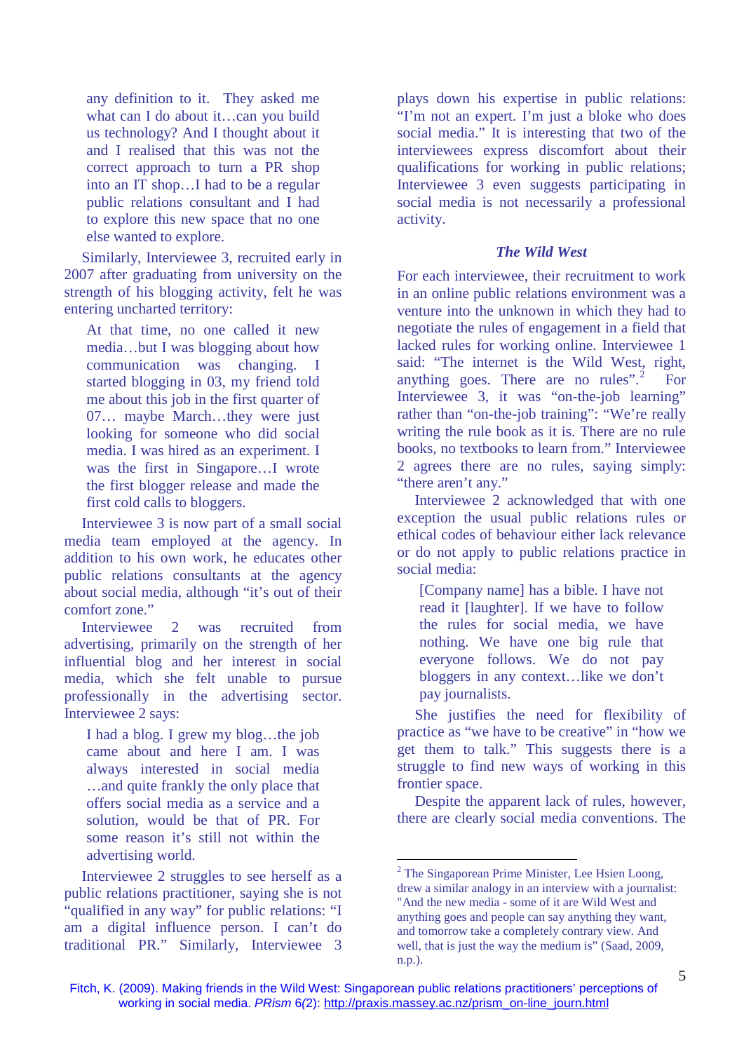> any definition to it. They asked me what can I do about it…can you build us technology? And I thought about it and I realised that this was not the correct approach to turn a PR shop into an IT shop…I had to be a regular public relations consultant and I had to explore this new space that no one else wanted to explore.

Similarly, Interviewee 3, recruited early in 2007 after graduating from university on the strength of his blogging activity, felt he was entering uncharted territory:

> At that time, no one called it new media…but I was blogging about how communication was changing. I started blogging in 03, my friend told me about this job in the first quarter of 07… maybe March…they were just looking for someone who did social media. I was hired as an experiment. I was the first in Singapore…I wrote the first blogger release and made the first cold calls to bloggers.

Interviewee 3 is now part of a small social media team employed at the agency. In addition to his own work, he educates other public relations consultants at the agency about social media, although "it's out of their comfort zone."

Interviewee 2 was recruited from advertising, primarily on the strength of her influential blog and her interest in social media, which she felt unable to pursue professionally in the advertising sector. Interviewee 2 says:

> I had a blog. I grew my blog…the job came about and here I am. I was always interested in social media …and quite frankly the only place that offers social media as a service and a solution, would be that of PR. For some reason it's still not within the advertising world.

Interviewee 2 struggles to see herself as a public relations practitioner, saying she is not "qualified in any way" for public relations: "I am a digital influence person. I can't do traditional PR." Similarly, Interviewee 3 plays down his expertise in public relations: "I'm not an expert. I'm just a bloke who does social media." It is interesting that two of the interviewees express discomfort about their qualifications for working in public relations; Interviewee 3 even suggests participating in social media is not necessarily a professional activity.

### *The Wild West*

For each interviewee, their recruitment to work in an online public relations environment was a venture into the unknown in which they had to negotiate the rules of engagement in a field that lacked rules for working online. Interviewee 1 said: "The internet is the Wild West, right, anything goes. There are no rules".[2] For Interviewee 3, it was "on-the-job learning" rather than "on-the-job training": "We're really writing the rule book as it is. There are no rule books, no textbooks to learn from." Interviewee 2 agrees there are no rules, saying simply: "there aren't any."

Interviewee 2 acknowledged that with one exception the usual public relations rules or ethical codes of behaviour either lack relevance or do not apply to public relations practice in social media:

> [Company name] has a bible. I have not read it [laughter]. If we have to follow the rules for social media, we have nothing. We have one big rule that everyone follows. We do not pay bloggers in any context…like we don't pay journalists.

She justifies the need for flexibility of practice as "we have to be creative" in "how we get them to talk." This suggests there is a struggle to find new ways of working in this frontier space.

Despite the apparent lack of rules, however, there are clearly social media conventions. The

---

[2] The Singaporean Prime Minister, Lee Hsien Loong, drew a similar analogy in an interview with a journalist: "And the new media - some of it are Wild West and anything goes and people can say anything they want, and tomorrow take a completely contrary view. And well, that is just the way the medium is" (Saad, 2009, n.p.).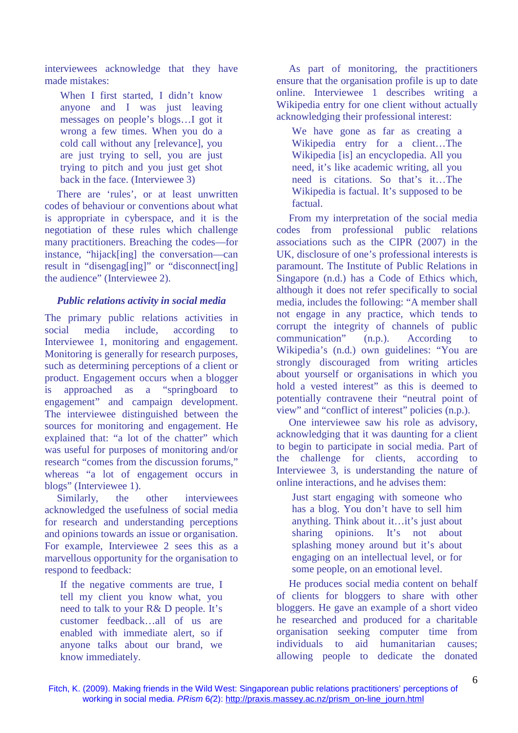interviewees acknowledge that they have made mistakes:

> When I first started, I didn't know anyone and I was just leaving messages on people's blogs…I got it wrong a few times. When you do a cold call without any [relevance], you are just trying to sell, you are just trying to pitch and you just get shot back in the face. (Interviewee 3)

There are 'rules', or at least unwritten codes of behaviour or conventions about what is appropriate in cyberspace, and it is the negotiation of these rules which challenge many practitioners. Breaching the codes—for instance, "hijack[ing] the conversation—can result in "disengag[ing]" or "disconnect[ing] the audience" (Interviewee 2).

### *Public relations activity in social media*

The primary public relations activities in social media include, according to Interviewee 1, monitoring and engagement. Monitoring is generally for research purposes, such as determining perceptions of a client or product. Engagement occurs when a blogger is approached as a "springboard to engagement" and campaign development. The interviewee distinguished between the sources for monitoring and engagement. He explained that: "a lot of the chatter" which was useful for purposes of monitoring and/or research "comes from the discussion forums," whereas "a lot of engagement occurs in blogs" (Interviewee 1).

Similarly, the other interviewees acknowledged the usefulness of social media for research and understanding perceptions and opinions towards an issue or organisation. For example, Interviewee 2 sees this as a marvellous opportunity for the organisation to respond to feedback:

> If the negative comments are true, I tell my client you know what, you need to talk to your R& D people. It's customer feedback…all of us are enabled with immediate alert, so if anyone talks about our brand, we know immediately.

As part of monitoring, the practitioners ensure that the organisation profile is up to date online. Interviewee 1 describes writing a Wikipedia entry for one client without actually acknowledging their professional interest:

> We have gone as far as creating a Wikipedia entry for a client…The Wikipedia [is] an encyclopedia. All you need, it's like academic writing, all you need is citations. So that's it…The Wikipedia is factual. It's supposed to be factual.

From my interpretation of the social media codes from professional public relations associations such as the CIPR (2007) in the UK, disclosure of one's professional interests is paramount. The Institute of Public Relations in Singapore (n.d.) has a Code of Ethics which, although it does not refer specifically to social media, includes the following: "A member shall not engage in any practice, which tends to corrupt the integrity of channels of public communication" (n.p.). According to Wikipedia's (n.d.) own guidelines: "You are strongly discouraged from writing articles about yourself or organisations in which you hold a vested interest" as this is deemed to potentially contravene their "neutral point of view" and "conflict of interest" policies (n.p.).

One interviewee saw his role as advisory, acknowledging that it was daunting for a client to begin to participate in social media. Part of the challenge for clients, according to Interviewee 3, is understanding the nature of online interactions, and he advises them:

> Just start engaging with someone who has a blog. You don't have to sell him anything. Think about it…it's just about sharing opinions. It's not about splashing money around but it's about engaging on an intellectual level, or for some people, on an emotional level.

He produces social media content on behalf of clients for bloggers to share with other bloggers. He gave an example of a short video he researched and produced for a charitable organisation seeking computer time from individuals to aid humanitarian causes; allowing people to dedicate the donated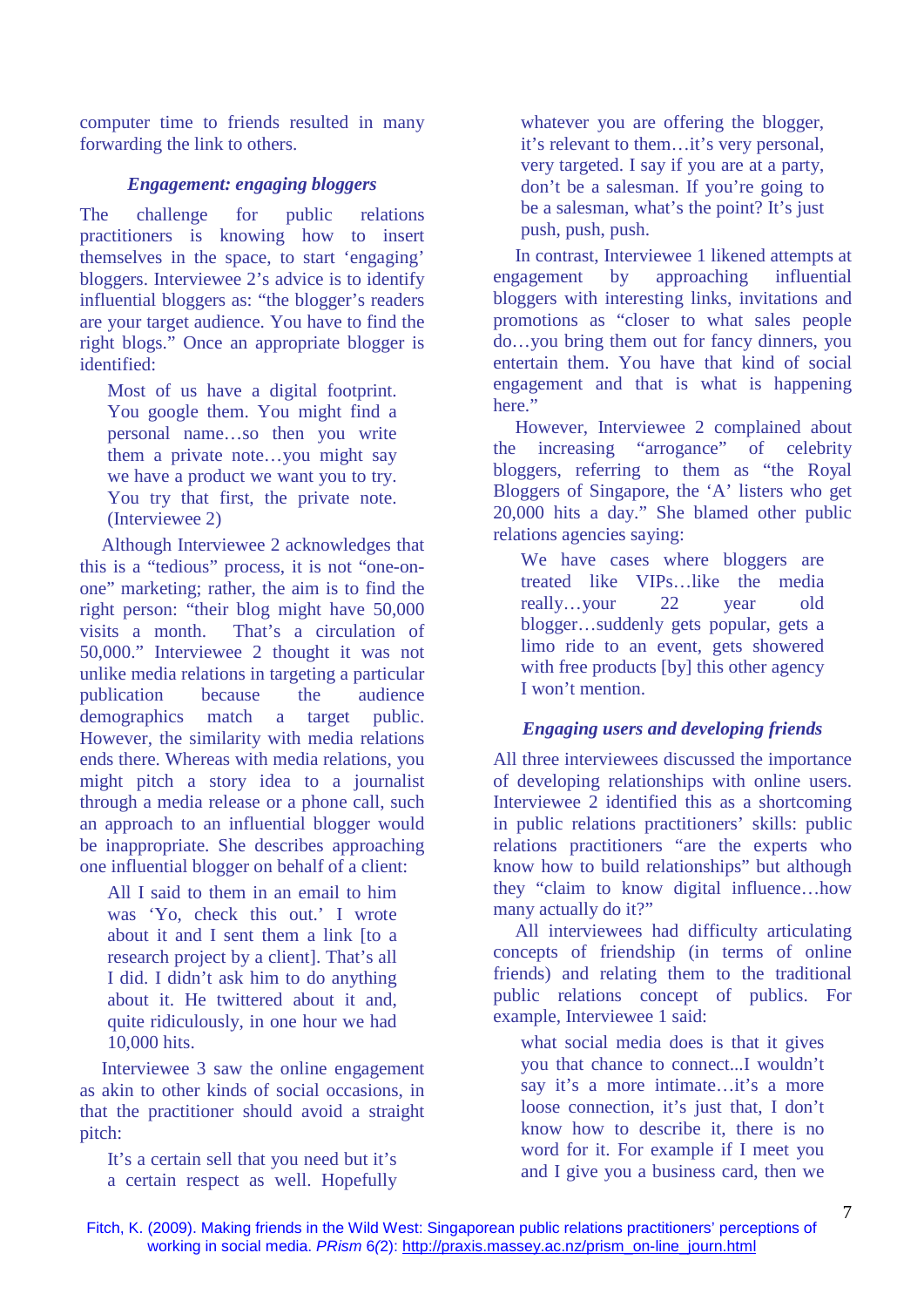computer time to friends resulted in many forwarding the link to others.

### *Engagement: engaging bloggers*

The challenge for public relations practitioners is knowing how to insert themselves in the space, to start 'engaging' bloggers. Interviewee 2's advice is to identify influential bloggers as: "the blogger's readers are your target audience. You have to find the right blogs." Once an appropriate blogger is identified:

> Most of us have a digital footprint. You google them. You might find a personal name…so then you write them a private note…you might say we have a product we want you to try. You try that first, the private note. (Interviewee 2)

Although Interviewee 2 acknowledges that this is a "tedious" process, it is not "one-on-one" marketing; rather, the aim is to find the right person: "their blog might have 50,000 visits a month. That's a circulation of 50,000." Interviewee 2 thought it was not unlike media relations in targeting a particular publication because the audience demographics match a target public. However, the similarity with media relations ends there. Whereas with media relations, you might pitch a story idea to a journalist through a media release or a phone call, such an approach to an influential blogger would be inappropriate. She describes approaching one influential blogger on behalf of a client:

> All I said to them in an email to him was 'Yo, check this out.' I wrote about it and I sent them a link [to a research project by a client]. That's all I did. I didn't ask him to do anything about it. He twittered about it and, quite ridiculously, in one hour we had 10,000 hits.

Interviewee 3 saw the online engagement as akin to other kinds of social occasions, in that the practitioner should avoid a straight pitch:

> It's a certain sell that you need but it's a certain respect as well. Hopefully whatever you are offering the blogger, it's relevant to them…it's very personal, very targeted. I say if you are at a party, don't be a salesman. If you're going to be a salesman, what's the point? It's just push, push, push.

In contrast, Interviewee 1 likened attempts at engagement by approaching influential bloggers with interesting links, invitations and promotions as "closer to what sales people do…you bring them out for fancy dinners, you entertain them. You have that kind of social engagement and that is what is happening here."

However, Interviewee 2 complained about the increasing "arrogance" of celebrity bloggers, referring to them as "the Royal Bloggers of Singapore, the 'A' listers who get 20,000 hits a day." She blamed other public relations agencies saying:

> We have cases where bloggers are treated like VIPs…like the media really…your 22 year old blogger…suddenly gets popular, gets a limo ride to an event, gets showered with free products [by] this other agency I won't mention.

### *Engaging users and developing friends*

All three interviewees discussed the importance of developing relationships with online users. Interviewee 2 identified this as a shortcoming in public relations practitioners' skills: public relations practitioners "are the experts who know how to build relationships" but although they "claim to know digital influence…how many actually do it?"

All interviewees had difficulty articulating concepts of friendship (in terms of online friends) and relating them to the traditional public relations concept of publics. For example, Interviewee 1 said:

> what social media does is that it gives you that chance to connect...I wouldn't say it's a more intimate…it's a more loose connection, it's just that, I don't know how to describe it, there is no word for it. For example if I meet you and I give you a business card, then we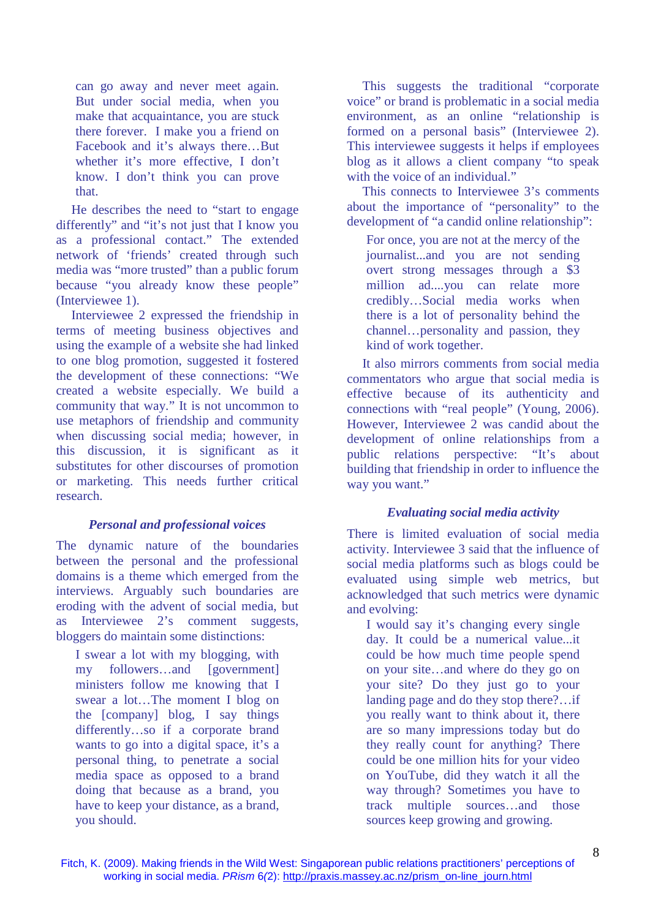> can go away and never meet again. But under social media, when you make that acquaintance, you are stuck there forever. I make you a friend on Facebook and it's always there…But whether it's more effective, I don't know. I don't think you can prove that.

He describes the need to "start to engage differently" and "it's not just that I know you as a professional contact." The extended network of 'friends' created through such media was "more trusted" than a public forum because "you already know these people" (Interviewee 1).

Interviewee 2 expressed the friendship in terms of meeting business objectives and using the example of a website she had linked to one blog promotion, suggested it fostered the development of these connections: "We created a website especially. We build a community that way." It is not uncommon to use metaphors of friendship and community when discussing social media; however, in this discussion, it is significant as it substitutes for other discourses of promotion or marketing. This needs further critical research.

### *Personal and professional voices*

The dynamic nature of the boundaries between the personal and the professional domains is a theme which emerged from the interviews. Arguably such boundaries are eroding with the advent of social media, but as Interviewee 2's comment suggests, bloggers do maintain some distinctions:

> I swear a lot with my blogging, with my followers…and [government] ministers follow me knowing that I swear a lot…The moment I blog on the [company] blog, I say things differently…so if a corporate brand wants to go into a digital space, it's a personal thing, to penetrate a social media space as opposed to a brand doing that because as a brand, you have to keep your distance, as a brand, you should.

This suggests the traditional "corporate voice" or brand is problematic in a social media environment, as an online "relationship is formed on a personal basis" (Interviewee 2). This interviewee suggests it helps if employees blog as it allows a client company "to speak with the voice of an individual."

This connects to Interviewee 3's comments about the importance of "personality" to the development of "a candid online relationship":

> For once, you are not at the mercy of the journalist...and you are not sending overt strong messages through a $3 million ad....you can relate more credibly…Social media works when there is a lot of personality behind the channel…personality and passion, they kind of work together.

It also mirrors comments from social media commentators who argue that social media is effective because of its authenticity and connections with "real people" (Young, 2006). However, Interviewee 2 was candid about the development of online relationships from a public relations perspective: "It's about building that friendship in order to influence the way you want."

### *Evaluating social media activity*

There is limited evaluation of social media activity. Interviewee 3 said that the influence of social media platforms such as blogs could be evaluated using simple web metrics, but acknowledged that such metrics were dynamic and evolving:

> I would say it's changing every single day. It could be a numerical value...it could be how much time people spend on your site…and where do they go on your site? Do they just go to your landing page and do they stop there?…if you really want to think about it, there are so many impressions today but do they really count for anything? There could be one million hits for your video on YouTube, did they watch it all the way through? Sometimes you have to track multiple sources…and those sources keep growing and growing.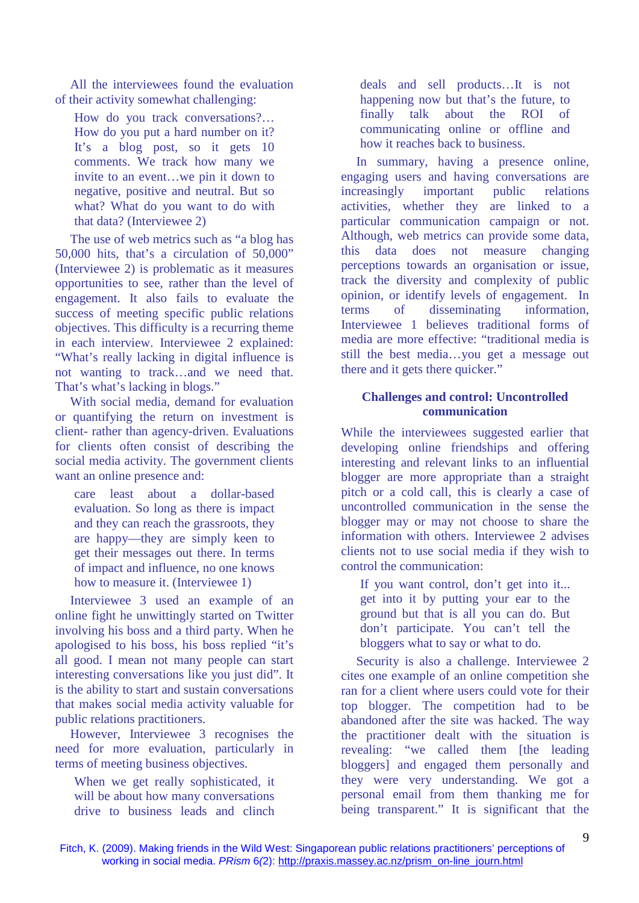All the interviewees found the evaluation of their activity somewhat challenging:

> How do you track conversations?… How do you put a hard number on it? It's a blog post, so it gets 10 comments. We track how many we invite to an event…we pin it down to negative, positive and neutral. But so what? What do you want to do with that data? (Interviewee 2)

The use of web metrics such as "a blog has 50,000 hits, that's a circulation of 50,000" (Interviewee 2) is problematic as it measures opportunities to see, rather than the level of engagement. It also fails to evaluate the success of meeting specific public relations objectives. This difficulty is a recurring theme in each interview. Interviewee 2 explained: "What's really lacking in digital influence is not wanting to track…and we need that. That's what's lacking in blogs."

With social media, demand for evaluation or quantifying the return on investment is client- rather than agency-driven. Evaluations for clients often consist of describing the social media activity. The government clients want an online presence and:

> care least about a dollar-based evaluation. So long as there is impact and they can reach the grassroots, they are happy—they are simply keen to get their messages out there. In terms of impact and influence, no one knows how to measure it. (Interviewee 1)

Interviewee 3 used an example of an online fight he unwittingly started on Twitter involving his boss and a third party. When he apologised to his boss, his boss replied "it's all good. I mean not many people can start interesting conversations like you just did". It is the ability to start and sustain conversations that makes social media activity valuable for public relations practitioners.

However, Interviewee 3 recognises the need for more evaluation, particularly in terms of meeting business objectives.

> When we get really sophisticated, it will be about how many conversations drive to business leads and clinch deals and sell products…It is not happening now but that's the future, to finally talk about the ROI of communicating online or offline and how it reaches back to business.

In summary, having a presence online, engaging users and having conversations are increasingly important public relations activities, whether they are linked to a particular communication campaign or not. Although, web metrics can provide some data, this data does not measure changing perceptions towards an organisation or issue, track the diversity and complexity of public opinion, or identify levels of engagement. In terms of disseminating information, Interviewee 1 believes traditional forms of media are more effective: "traditional media is still the best media…you get a message out there and it gets there quicker."

## Challenges and control: Uncontrolled communication

While the interviewees suggested earlier that developing online friendships and offering interesting and relevant links to an influential blogger are more appropriate than a straight pitch or a cold call, this is clearly a case of uncontrolled communication in the sense the blogger may or may not choose to share the information with others. Interviewee 2 advises clients not to use social media if they wish to control the communication:

> If you want control, don't get into it... get into it by putting your ear to the ground but that is all you can do. But don't participate. You can't tell the bloggers what to say or what to do.

Security is also a challenge. Interviewee 2 cites one example of an online competition she ran for a client where users could vote for their top blogger. The competition had to be abandoned after the site was hacked. The way the practitioner dealt with the situation is revealing: "we called them [the leading bloggers] and engaged them personally and they were very understanding. We got a personal email from them thanking me for being transparent." It is significant that the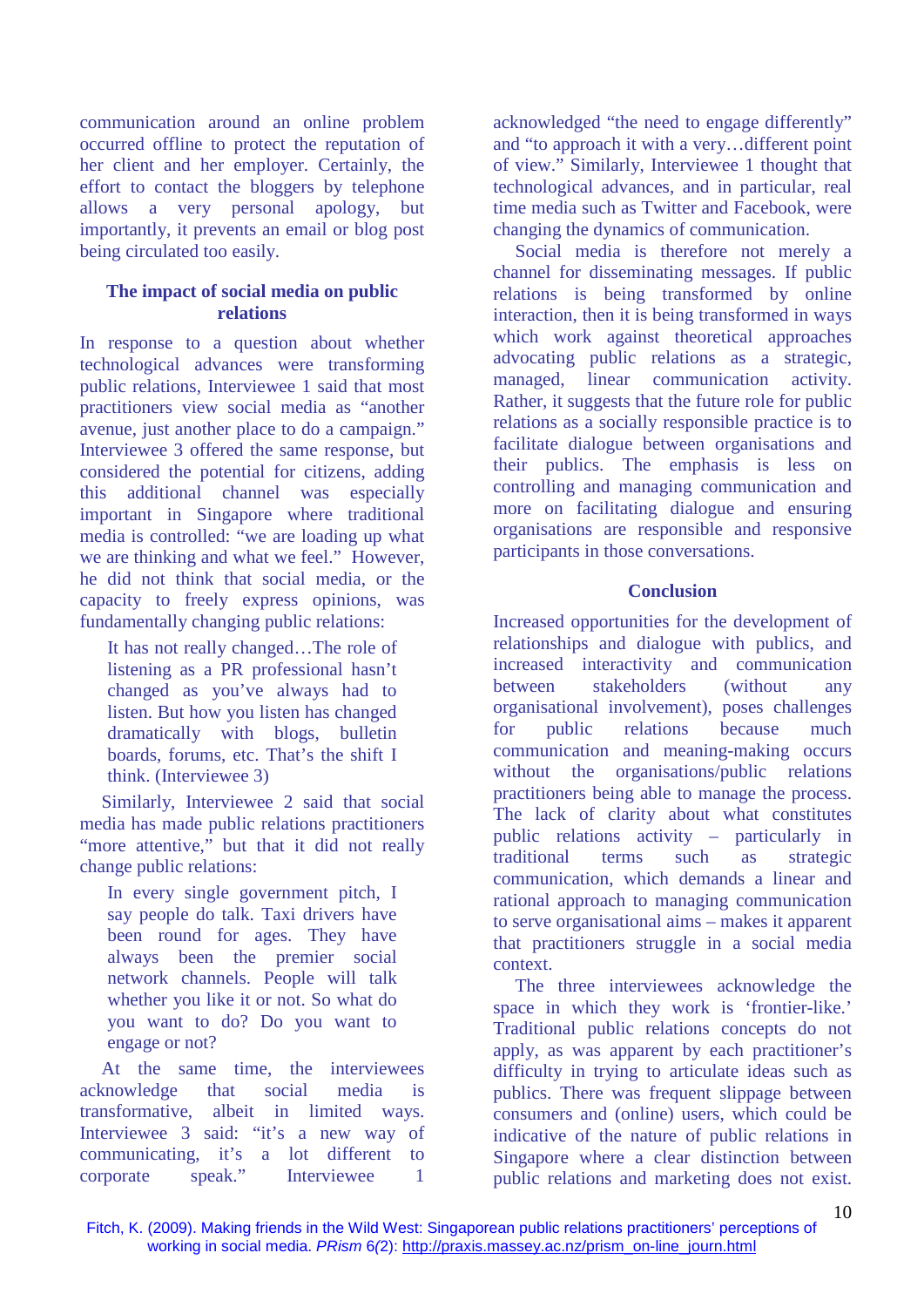communication around an online problem occurred offline to protect the reputation of her client and her employer. Certainly, the effort to contact the bloggers by telephone allows a very personal apology, but importantly, it prevents an email or blog post being circulated too easily.

## The impact of social media on public relations

In response to a question about whether technological advances were transforming public relations, Interviewee 1 said that most practitioners view social media as "another avenue, just another place to do a campaign." Interviewee 3 offered the same response, but considered the potential for citizens, adding this additional channel was especially important in Singapore where traditional media is controlled: "we are loading up what we are thinking and what we feel." However, he did not think that social media, or the capacity to freely express opinions, was fundamentally changing public relations:

> It has not really changed…The role of listening as a PR professional hasn't changed as you've always had to listen. But how you listen has changed dramatically with blogs, bulletin boards, forums, etc. That's the shift I think. (Interviewee 3)

Similarly, Interviewee 2 said that social media has made public relations practitioners "more attentive," but that it did not really change public relations:

> In every single government pitch, I say people do talk. Taxi drivers have been round for ages. They have always been the premier social network channels. People will talk whether you like it or not. So what do you want to do? Do you want to engage or not?

At the same time, the interviewees acknowledge that social media is transformative, albeit in limited ways. Interviewee 3 said: "it's a new way of communicating, it's a lot different to corporate speak." Interviewee 1 acknowledged "the need to engage differently" and "to approach it with a very…different point of view." Similarly, Interviewee 1 thought that technological advances, and in particular, real time media such as Twitter and Facebook, were changing the dynamics of communication.

Social media is therefore not merely a channel for disseminating messages. If public relations is being transformed by online interaction, then it is being transformed in ways which work against theoretical approaches advocating public relations as a strategic, managed, linear communication activity. Rather, it suggests that the future role for public relations as a socially responsible practice is to facilitate dialogue between organisations and their publics. The emphasis is less on controlling and managing communication and more on facilitating dialogue and ensuring organisations are responsible and responsive participants in those conversations.

## Conclusion

Increased opportunities for the development of relationships and dialogue with publics, and increased interactivity and communication between stakeholders (without any organisational involvement), poses challenges for public relations because much communication and meaning-making occurs without the organisations/public relations practitioners being able to manage the process. The lack of clarity about what constitutes public relations activity – particularly in traditional terms such as strategic communication, which demands a linear and rational approach to managing communication to serve organisational aims – makes it apparent that practitioners struggle in a social media context.

The three interviewees acknowledge the space in which they work is 'frontier-like.' Traditional public relations concepts do not apply, as was apparent by each practitioner's difficulty in trying to articulate ideas such as publics. There was frequent slippage between consumers and (online) users, which could be indicative of the nature of public relations in Singapore where a clear distinction between public relations and marketing does not exist.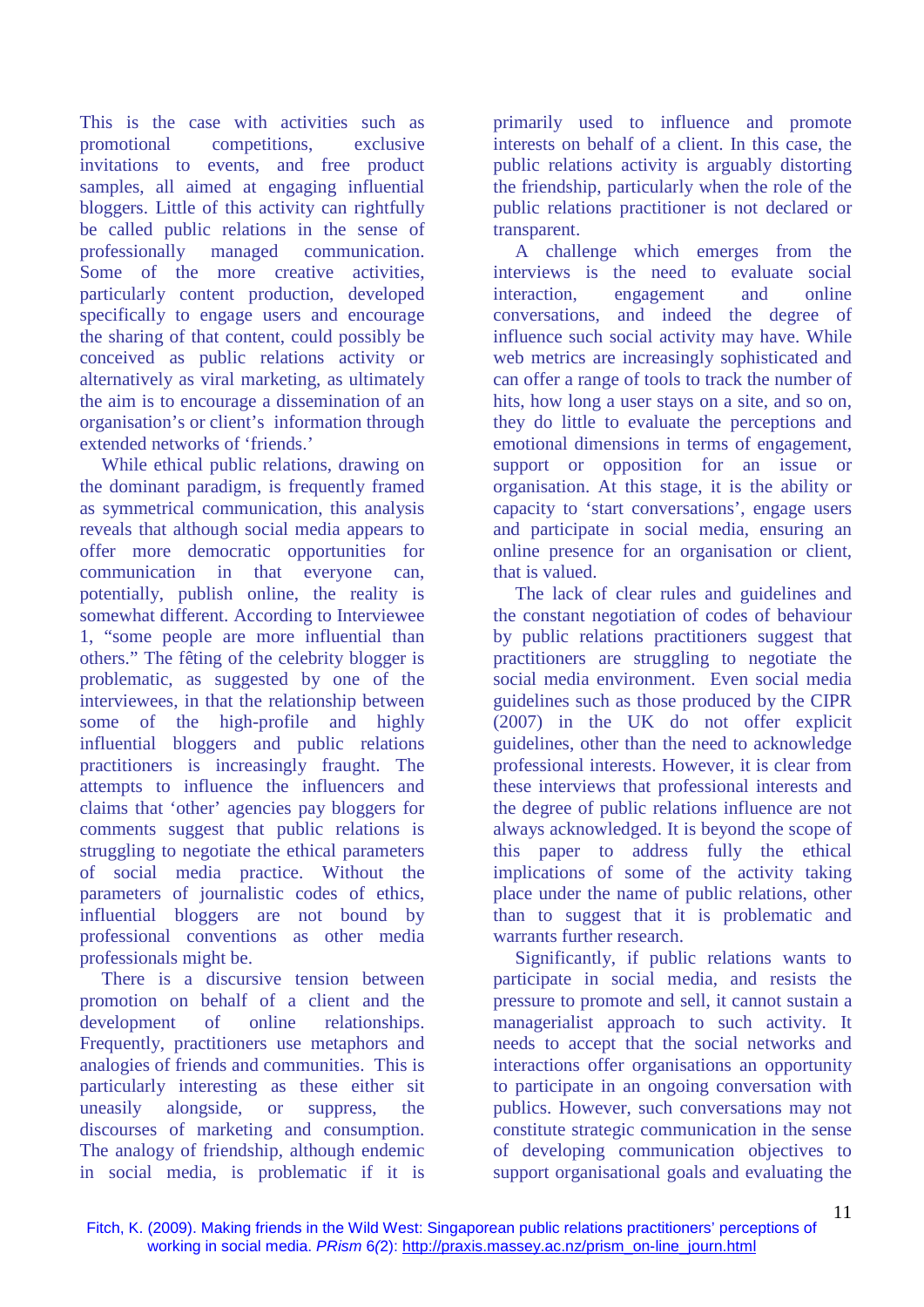This is the case with activities such as promotional competitions, exclusive invitations to events, and free product samples, all aimed at engaging influential bloggers. Little of this activity can rightfully be called public relations in the sense of professionally managed communication. Some of the more creative activities, particularly content production, developed specifically to engage users and encourage the sharing of that content, could possibly be conceived as public relations activity or alternatively as viral marketing, as ultimately the aim is to encourage a dissemination of an organisation's or client's information through extended networks of 'friends.'

While ethical public relations, drawing on the dominant paradigm, is frequently framed as symmetrical communication, this analysis reveals that although social media appears to offer more democratic opportunities for communication in that everyone can, potentially, publish online, the reality is somewhat different. According to Interviewee 1, "some people are more influential than others." The fêting of the celebrity blogger is problematic, as suggested by one of the interviewees, in that the relationship between some of the high-profile and highly influential bloggers and public relations practitioners is increasingly fraught. The attempts to influence the influencers and claims that 'other' agencies pay bloggers for comments suggest that public relations is struggling to negotiate the ethical parameters of social media practice. Without the parameters of journalistic codes of ethics, influential bloggers are not bound by professional conventions as other media professionals might be.

There is a discursive tension between promotion on behalf of a client and the development of online relationships. Frequently, practitioners use metaphors and analogies of friends and communities. This is particularly interesting as these either sit uneasily alongside, or suppress, the discourses of marketing and consumption. The analogy of friendship, although endemic in social media, is problematic if it is primarily used to influence and promote interests on behalf of a client. In this case, the public relations activity is arguably distorting the friendship, particularly when the role of the public relations practitioner is not declared or transparent.

A challenge which emerges from the interviews is the need to evaluate social interaction, engagement and online conversations, and indeed the degree of influence such social activity may have. While web metrics are increasingly sophisticated and can offer a range of tools to track the number of hits, how long a user stays on a site, and so on, they do little to evaluate the perceptions and emotional dimensions in terms of engagement, support or opposition for an issue or organisation. At this stage, it is the ability or capacity to 'start conversations', engage users and participate in social media, ensuring an online presence for an organisation or client, that is valued.

The lack of clear rules and guidelines and the constant negotiation of codes of behaviour by public relations practitioners suggest that practitioners are struggling to negotiate the social media environment. Even social media guidelines such as those produced by the CIPR (2007) in the UK do not offer explicit guidelines, other than the need to acknowledge professional interests. However, it is clear from these interviews that professional interests and the degree of public relations influence are not always acknowledged. It is beyond the scope of this paper to address fully the ethical implications of some of the activity taking place under the name of public relations, other than to suggest that it is problematic and warrants further research.

Significantly, if public relations wants to participate in social media, and resists the pressure to promote and sell, it cannot sustain a managerialist approach to such activity. It needs to accept that the social networks and interactions offer organisations an opportunity to participate in an ongoing conversation with publics. However, such conversations may not constitute strategic communication in the sense of developing communication objectives to support organisational goals and evaluating the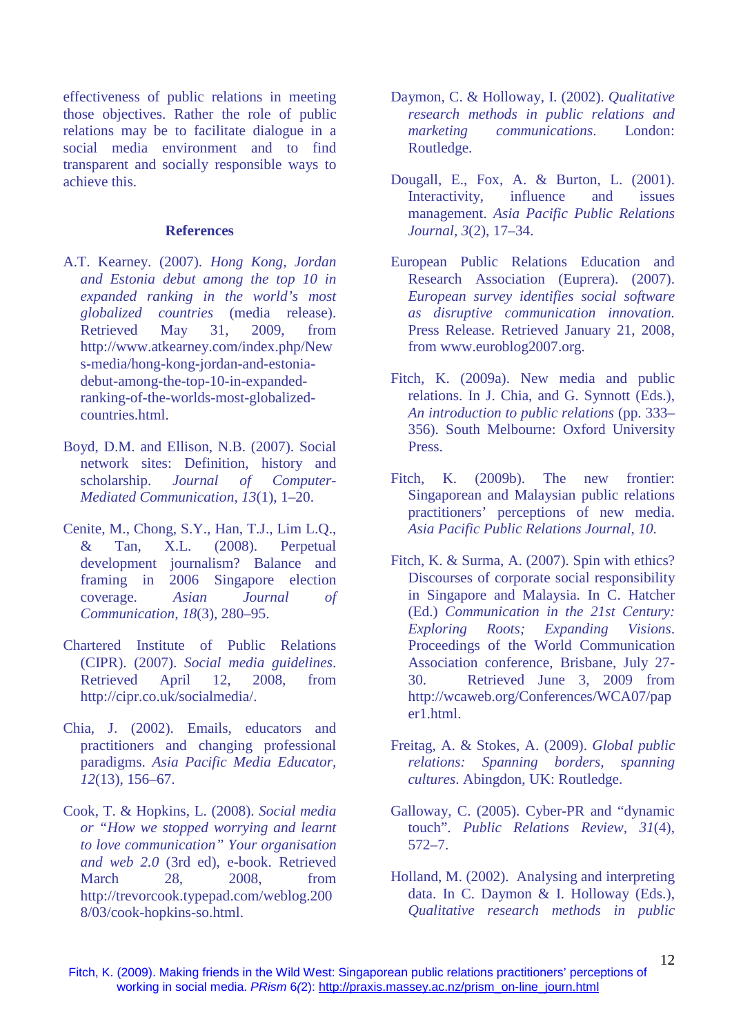effectiveness of public relations in meeting those objectives. Rather the role of public relations may be to facilitate dialogue in a social media environment and to find transparent and socially responsible ways to achieve this.

## References

A.T. Kearney. (2007). *Hong Kong, Jordan and Estonia debut among the top 10 in expanded ranking in the world's most globalized countries* (media release). Retrieved May 31, 2009, from http://www.atkearney.com/index.php/News-media/hong-kong-jordan-and-estonia-debut-among-the-top-10-in-expanded-ranking-of-the-worlds-most-globalized-countries.html.

Boyd, D.M. and Ellison, N.B. (2007). Social network sites: Definition, history and scholarship. *Journal of Computer-Mediated Communication, 13*(1), 1–20.

Cenite, M., Chong, S.Y., Han, T.J., Lim L.Q., & Tan, X.L. (2008). Perpetual development journalism? Balance and framing in 2006 Singapore election coverage. *Asian Journal of Communication, 18*(3), 280–95.

Chartered Institute of Public Relations (CIPR). (2007). *Social media guidelines*. Retrieved April 12, 2008, from http://cipr.co.uk/socialmedia/.

Chia, J. (2002). Emails, educators and practitioners and changing professional paradigms. *Asia Pacific Media Educator, 12*(13), 156–67.

Cook, T. & Hopkins, L. (2008). *Social media or "How we stopped worrying and learnt to love communication" Your organisation and web 2.0* (3rd ed), e-book. Retrieved March 28, 2008, from http://trevorcook.typepad.com/weblog.2008/03/cook-hopkins-so.html.

Daymon, C. & Holloway, I. (2002). *Qualitative research methods in public relations and marketing communications*. London: Routledge.

Dougall, E., Fox, A. & Burton, L. (2001). Interactivity, influence and issues management. *Asia Pacific Public Relations Journal, 3*(2), 17–34.

European Public Relations Education and Research Association (Euprera). (2007). *European survey identifies social software as disruptive communication innovation.* Press Release. Retrieved January 21, 2008, from www.euroblog2007.org.

Fitch, K. (2009a). New media and public relations. In J. Chia, and G. Synnott (Eds.), *An introduction to public relations* (pp. 333–356). South Melbourne: Oxford University Press.

Fitch, K. (2009b). The new frontier: Singaporean and Malaysian public relations practitioners' perceptions of new media. *Asia Pacific Public Relations Journal*, *10.*

Fitch, K. & Surma, A. (2007). Spin with ethics? Discourses of corporate social responsibility in Singapore and Malaysia. In C. Hatcher (Ed.) *Communication in the 21st Century: Exploring Roots; Expanding Visions*. Proceedings of the World Communication Association conference, Brisbane, July 27-30. Retrieved June 3, 2009 from http://wcaweb.org/Conferences/WCA07/paper1.html.

Freitag, A. & Stokes, A. (2009). *Global public relations: Spanning borders, spanning cultures*. Abingdon, UK: Routledge.

Galloway, C. (2005). Cyber-PR and "dynamic touch". *Public Relations Review*, *31*(4), 572–7.

Holland, M. (2002). Analysing and interpreting data. In C. Daymon & I. Holloway (Eds.), *Qualitative research methods in public*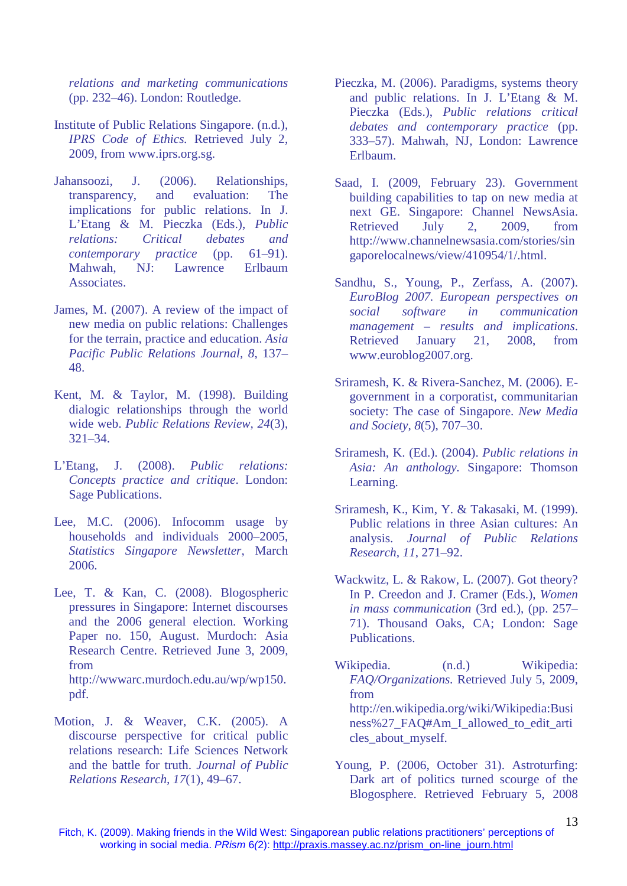*relations and marketing communications* (pp. 232–46). London: Routledge.

Institute of Public Relations Singapore. (n.d.), *IPRS Code of Ethics.* Retrieved July 2, 2009, from www.iprs.org.sg.

Jahansoozi, J. (2006). Relationships, transparency, and evaluation: The implications for public relations. In J. L'Etang & M. Pieczka (Eds.), *Public relations: Critical debates and contemporary practice* (pp. 61–91). Mahwah, NJ: Lawrence Erlbaum Associates.

James, M. (2007). A review of the impact of new media on public relations: Challenges for the terrain, practice and education. *Asia Pacific Public Relations Journal, 8*, 137–48.

Kent, M. & Taylor, M. (1998). Building dialogic relationships through the world wide web. *Public Relations Review, 24*(3), 321–34.

L'Etang, J. (2008). *Public relations: Concepts practice and critique*. London: Sage Publications.

Lee, M.C. (2006). Infocomm usage by households and individuals 2000–2005, *Statistics Singapore Newsletter*, March 2006.

Lee, T. & Kan, C. (2008). Blogospheric pressures in Singapore: Internet discourses and the 2006 general election. Working Paper no. 150, August. Murdoch: Asia Research Centre. Retrieved June 3, 2009, from http://wwwarc.murdoch.edu.au/wp/wp150.pdf.

Motion, J. & Weaver, C.K. (2005). A discourse perspective for critical public relations research: Life Sciences Network and the battle for truth. *Journal of Public Relations Research, 17*(1), 49–67.

Pieczka, M. (2006). Paradigms, systems theory and public relations. In J. L'Etang & M. Pieczka (Eds.), *Public relations critical debates and contemporary practice* (pp. 333–57). Mahwah, NJ, London: Lawrence Erlbaum.

Saad, I. (2009, February 23). Government building capabilities to tap on new media at next GE. Singapore: Channel NewsAsia. Retrieved July 2, 2009, from http://www.channelnewsasia.com/stories/singaporelocalnews/view/410954/1/.html.

Sandhu, S., Young, P., Zerfass, A. (2007). *EuroBlog 2007. European perspectives on social software in communication management – results and implications*. Retrieved January 21, 2008, from www.euroblog2007.org.

Sriramesh, K. & Rivera-Sanchez, M. (2006). E-government in a corporatist, communitarian society: The case of Singapore. *New Media and Society, 8*(5), 707–30.

Sriramesh, K. (Ed.). (2004). *Public relations in Asia: An anthology.* Singapore: Thomson Learning.

Sriramesh, K., Kim, Y. & Takasaki, M. (1999). Public relations in three Asian cultures: An analysis. *Journal of Public Relations Research, 11*, 271–92.

Wackwitz, L. & Rakow, L. (2007). Got theory? In P. Creedon and J. Cramer (Eds.), *Women in mass communication* (3rd ed.), (pp. 257–71). Thousand Oaks, CA; London: Sage Publications.

Wikipedia. (n.d.) Wikipedia: *FAQ/Organizations.* Retrieved July 5, 2009, from http://en.wikipedia.org/wiki/Wikipedia:Business%27_FAQ#Am_I_allowed_to_edit_articles_about_myself.

Young, P. (2006, October 31). Astroturfing: Dark art of politics turned scourge of the Blogosphere. Retrieved February 5, 2008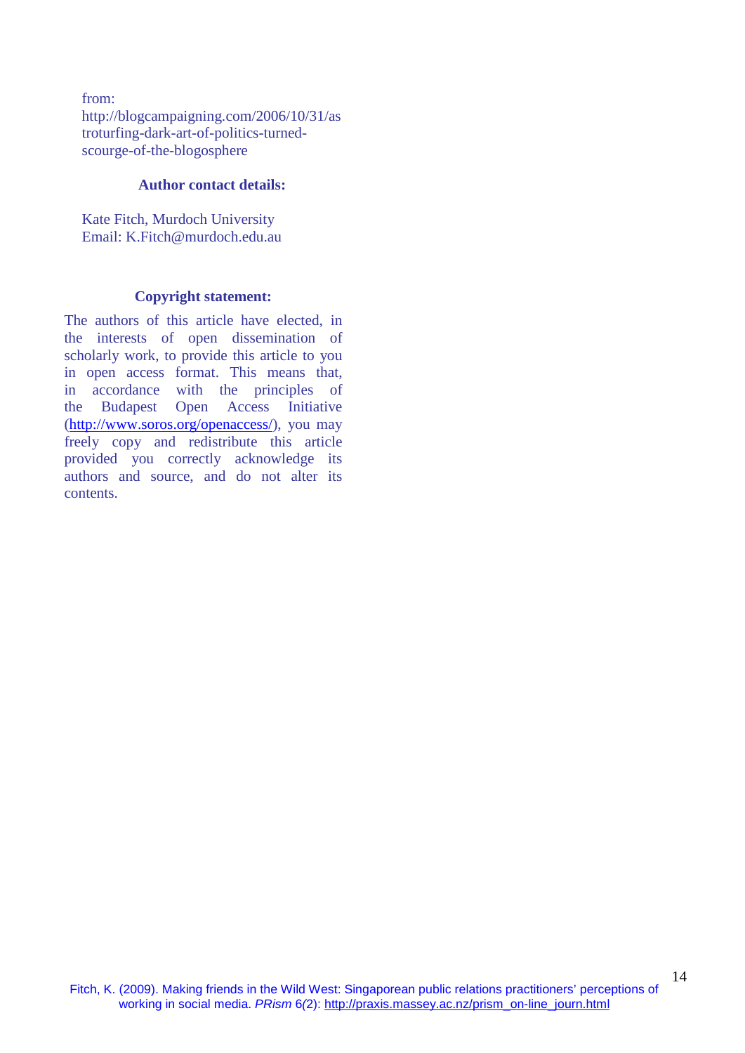from: http://blogcampaigning.com/2006/10/31/astroturfing-dark-art-of-politics-turned-scourge-of-the-blogosphere

**Author contact details:**

Kate Fitch, Murdoch University
Email: K.Fitch@murdoch.edu.au

**Copyright statement:**

The authors of this article have elected, in the interests of open dissemination of scholarly work, to provide this article to you in open access format. This means that, in accordance with the principles of the Budapest Open Access Initiative (http://www.soros.org/openaccess/), you may freely copy and redistribute this article provided you correctly acknowledge its authors and source, and do not alter its contents.